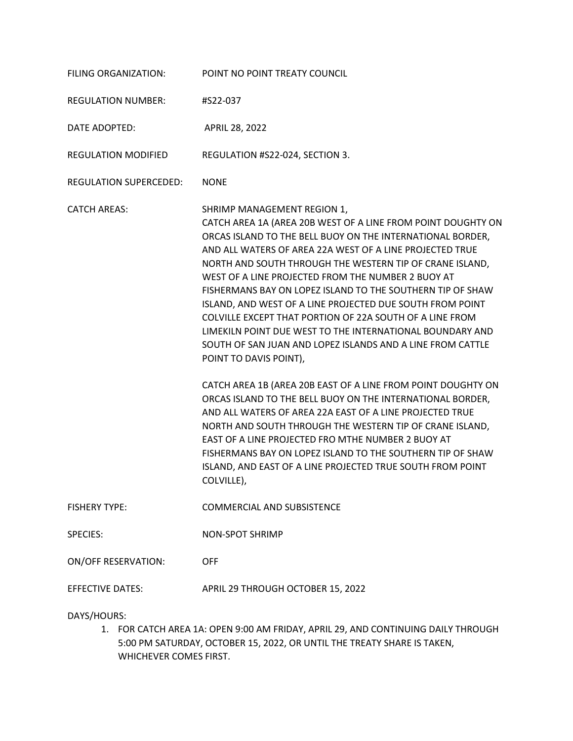FILING ORGANIZATION: POINT NO POINT TREATY COUNCIL

REGULATION NUMBER: #S22-037

DATE ADOPTED: APRIL 28, 2022

REGULATION MODIFIED REGULATION #S22-024, SECTION 3.

REGULATION SUPERCEDED: NONE

CATCH AREAS: SHRIMP MANAGEMENT REGION 1,
CATCH AREA 1A (AREA 20B WEST OF A LINE FROM POINT DOUGHTY ON ORCAS ISLAND TO THE BELL BUOY ON THE INTERNATIONAL BORDER, AND ALL WATERS OF AREA 22A WEST OF A LINE PROJECTED TRUE NORTH AND SOUTH THROUGH THE WESTERN TIP OF CRANE ISLAND, WEST OF A LINE PROJECTED FROM THE NUMBER 2 BUOY AT FISHERMANS BAY ON LOPEZ ISLAND TO THE SOUTHERN TIP OF SHAW ISLAND, AND WEST OF A LINE PROJECTED DUE SOUTH FROM POINT COLVILLE EXCEPT THAT PORTION OF 22A SOUTH OF A LINE FROM LIMEKILN POINT DUE WEST TO THE INTERNATIONAL BOUNDARY AND SOUTH OF SAN JUAN AND LOPEZ ISLANDS AND A LINE FROM CATTLE POINT TO DAVIS POINT),

CATCH AREA 1B (AREA 20B EAST OF A LINE FROM POINT DOUGHTY ON ORCAS ISLAND TO THE BELL BUOY ON THE INTERNATIONAL BORDER, AND ALL WATERS OF AREA 22A EAST OF A LINE PROJECTED TRUE NORTH AND SOUTH THROUGH THE WESTERN TIP OF CRANE ISLAND, EAST OF A LINE PROJECTED FRO MTHE NUMBER 2 BUOY AT FISHERMANS BAY ON LOPEZ ISLAND TO THE SOUTHERN TIP OF SHAW ISLAND, AND EAST OF A LINE PROJECTED TRUE SOUTH FROM POINT COLVILLE),

FISHERY TYPE: COMMERCIAL AND SUBSISTENCE

SPECIES: NON-SPOT SHRIMP

ON/OFF RESERVATION: OFF

EFFECTIVE DATES: APRIL 29 THROUGH OCTOBER 15, 2022

DAYS/HOURS:

1. FOR CATCH AREA 1A: OPEN 9:00 AM FRIDAY, APRIL 29, AND CONTINUING DAILY THROUGH 5:00 PM SATURDAY, OCTOBER 15, 2022, OR UNTIL THE TREATY SHARE IS TAKEN, WHICHEVER COMES FIRST.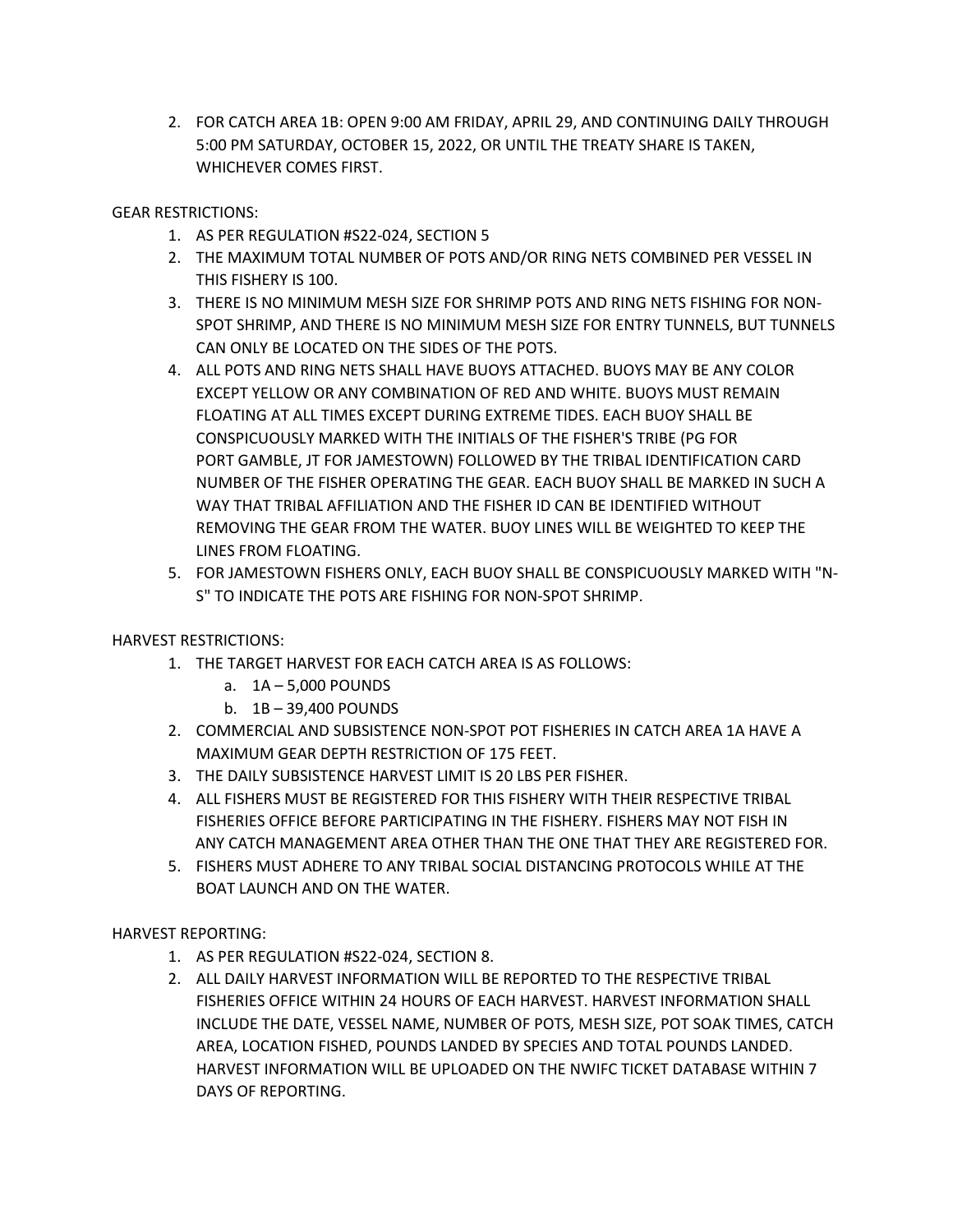2. FOR CATCH AREA 1B: OPEN 9:00 AM FRIDAY, APRIL 29, AND CONTINUING DAILY THROUGH 5:00 PM SATURDAY, OCTOBER 15, 2022, OR UNTIL THE TREATY SHARE IS TAKEN, WHICHEVER COMES FIRST.

GEAR RESTRICTIONS:

1. AS PER REGULATION #S22-024, SECTION 5
2. THE MAXIMUM TOTAL NUMBER OF POTS AND/OR RING NETS COMBINED PER VESSEL IN THIS FISHERY IS 100.
3. THERE IS NO MINIMUM MESH SIZE FOR SHRIMP POTS AND RING NETS FISHING FOR NON-SPOT SHRIMP, AND THERE IS NO MINIMUM MESH SIZE FOR ENTRY TUNNELS, BUT TUNNELS CAN ONLY BE LOCATED ON THE SIDES OF THE POTS.
4. ALL POTS AND RING NETS SHALL HAVE BUOYS ATTACHED. BUOYS MAY BE ANY COLOR EXCEPT YELLOW OR ANY COMBINATION OF RED AND WHITE. BUOYS MUST REMAIN FLOATING AT ALL TIMES EXCEPT DURING EXTREME TIDES. EACH BUOY SHALL BE CONSPICUOUSLY MARKED WITH THE INITIALS OF THE FISHER'S TRIBE (PG FOR PORT GAMBLE, JT FOR JAMESTOWN) FOLLOWED BY THE TRIBAL IDENTIFICATION CARD NUMBER OF THE FISHER OPERATING THE GEAR. EACH BUOY SHALL BE MARKED IN SUCH A WAY THAT TRIBAL AFFILIATION AND THE FISHER ID CAN BE IDENTIFIED WITHOUT REMOVING THE GEAR FROM THE WATER. BUOY LINES WILL BE WEIGHTED TO KEEP THE LINES FROM FLOATING.
5. FOR JAMESTOWN FISHERS ONLY, EACH BUOY SHALL BE CONSPICUOUSLY MARKED WITH "N-S" TO INDICATE THE POTS ARE FISHING FOR NON-SPOT SHRIMP.

HARVEST RESTRICTIONS:

1. THE TARGET HARVEST FOR EACH CATCH AREA IS AS FOLLOWS:
   a. 1A – 5,000 POUNDS
   b. 1B – 39,400 POUNDS
2. COMMERCIAL AND SUBSISTENCE NON-SPOT POT FISHERIES IN CATCH AREA 1A HAVE A MAXIMUM GEAR DEPTH RESTRICTION OF 175 FEET.
3. THE DAILY SUBSISTENCE HARVEST LIMIT IS 20 LBS PER FISHER.
4. ALL FISHERS MUST BE REGISTERED FOR THIS FISHERY WITH THEIR RESPECTIVE TRIBAL FISHERIES OFFICE BEFORE PARTICIPATING IN THE FISHERY. FISHERS MAY NOT FISH IN ANY CATCH MANAGEMENT AREA OTHER THAN THE ONE THAT THEY ARE REGISTERED FOR.
5. FISHERS MUST ADHERE TO ANY TRIBAL SOCIAL DISTANCING PROTOCOLS WHILE AT THE BOAT LAUNCH AND ON THE WATER.

HARVEST REPORTING:

1. AS PER REGULATION #S22-024, SECTION 8.
2. ALL DAILY HARVEST INFORMATION WILL BE REPORTED TO THE RESPECTIVE TRIBAL FISHERIES OFFICE WITHIN 24 HOURS OF EACH HARVEST. HARVEST INFORMATION SHALL INCLUDE THE DATE, VESSEL NAME, NUMBER OF POTS, MESH SIZE, POT SOAK TIMES, CATCH AREA, LOCATION FISHED, POUNDS LANDED BY SPECIES AND TOTAL POUNDS LANDED. HARVEST INFORMATION WILL BE UPLOADED ON THE NWIFC TICKET DATABASE WITHIN 7 DAYS OF REPORTING.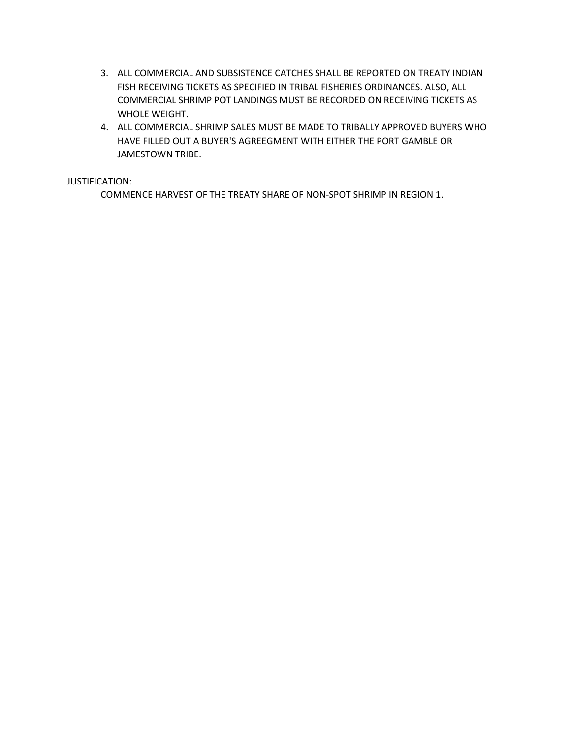3. ALL COMMERCIAL AND SUBSISTENCE CATCHES SHALL BE REPORTED ON TREATY INDIAN FISH RECEIVING TICKETS AS SPECIFIED IN TRIBAL FISHERIES ORDINANCES. ALSO, ALL COMMERCIAL SHRIMP POT LANDINGS MUST BE RECORDED ON RECEIVING TICKETS AS WHOLE WEIGHT.
4. ALL COMMERCIAL SHRIMP SALES MUST BE MADE TO TRIBALLY APPROVED BUYERS WHO HAVE FILLED OUT A BUYER'S AGREEGMENT WITH EITHER THE PORT GAMBLE OR JAMESTOWN TRIBE.

JUSTIFICATION:

COMMENCE HARVEST OF THE TREATY SHARE OF NON-SPOT SHRIMP IN REGION 1.